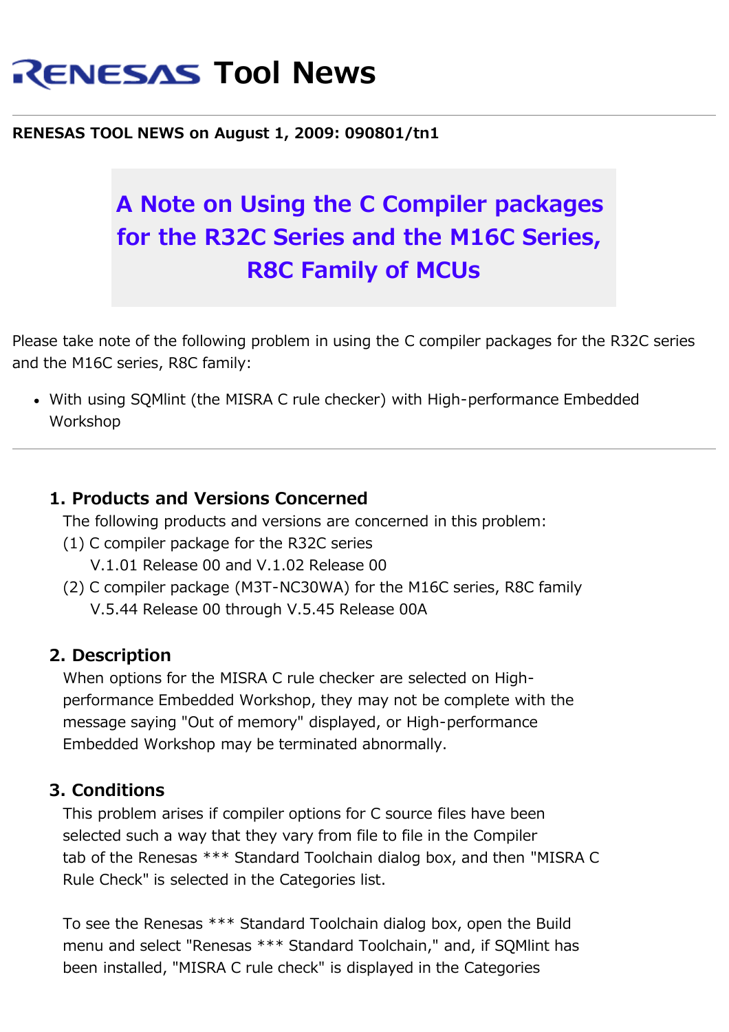# RENESAS Tool News

**RENESAS TOOL NEWS on August 1, 2009: 090801/tn1**

## A Note on Using the C Compiler packages for the R32C Series and the M16C Series, R8C Family of MCUs

Please take note of the following problem in using the C compiler packages for the R32C series and the M16C series, R8C family:

- With using SQMlint (the MISRA C rule checker) with High-performance Embedded Workshop

---

### 1. Products and Versions Concerned

The following products and versions are concerned in this problem:

(1) C compiler package for the R32C series
V.1.01 Release 00 and V.1.02 Release 00

(2) C compiler package (M3T-NC30WA) for the M16C series, R8C family
V.5.44 Release 00 through V.5.45 Release 00A

### 2. Description

When options for the MISRA C rule checker are selected on High-performance Embedded Workshop, they may not be complete with the message saying "Out of memory" displayed, or High-performance Embedded Workshop may be terminated abnormally.

### 3. Conditions

This problem arises if compiler options for C source files have been selected such a way that they vary from file to file in the Compiler tab of the Renesas *** Standard Toolchain dialog box, and then "MISRA C Rule Check" is selected in the Categories list.

To see the Renesas *** Standard Toolchain dialog box, open the Build menu and select "Renesas *** Standard Toolchain," and, if SQMlint has been installed, "MISRA C rule check" is displayed in the Categories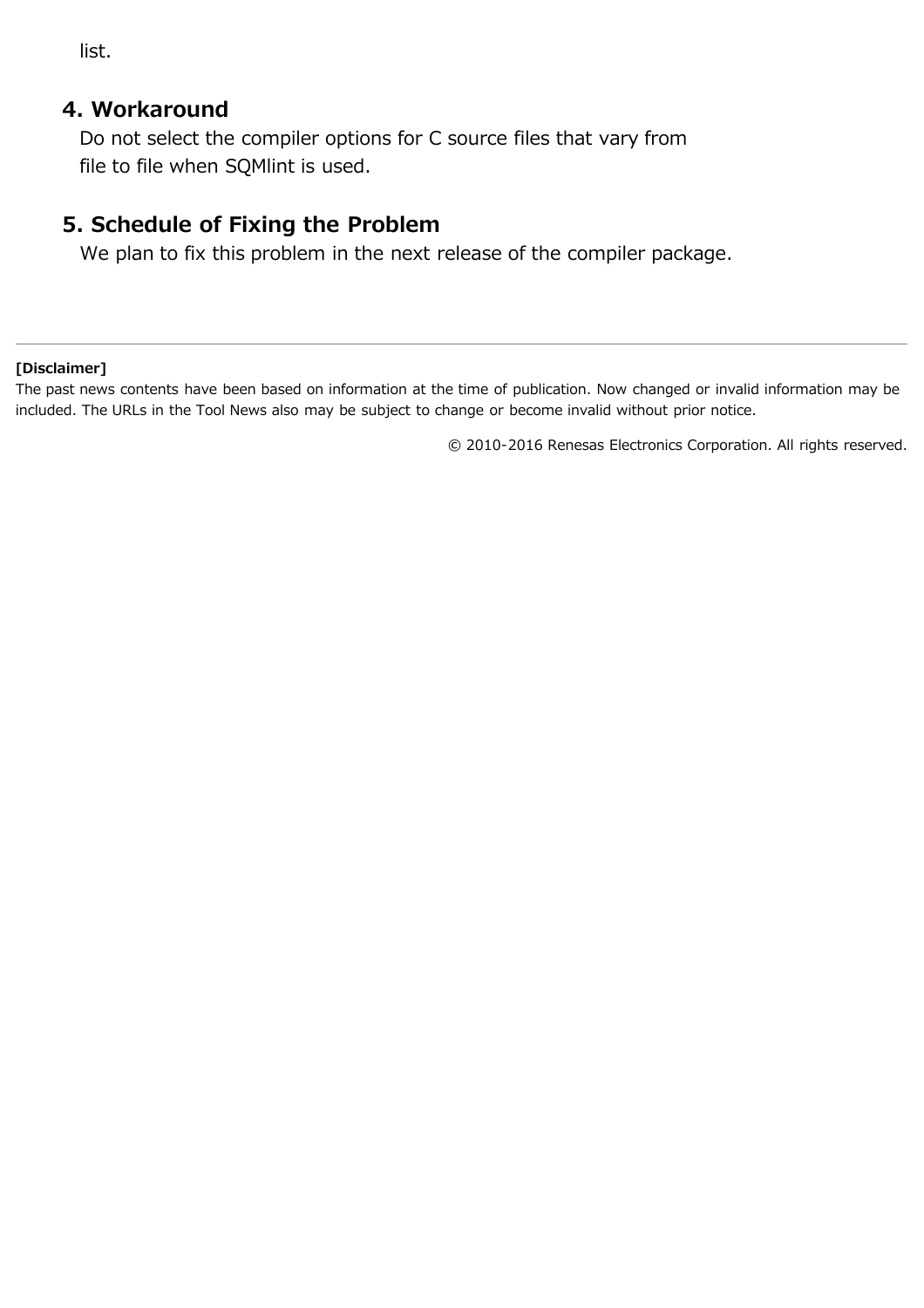list.

## 4. Workaround

Do not select the compiler options for C source files that vary from file to file when SQMlint is used.

## 5. Schedule of Fixing the Problem

We plan to fix this problem in the next release of the compiler package.

---

**[Disclaimer]**

The past news contents have been based on information at the time of publication. Now changed or invalid information may be included. The URLs in the Tool News also may be subject to change or become invalid without prior notice.

© 2010-2016 Renesas Electronics Corporation. All rights reserved.